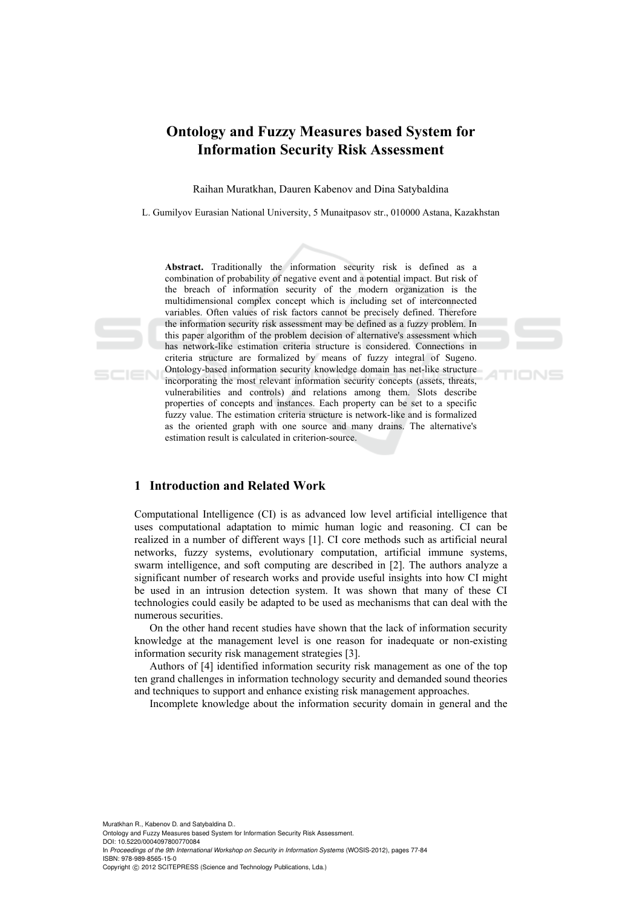# Ontology and Fuzzy Measures based System for Information Security Risk Assessment

Raihan Muratkhan, Dauren Kabenov and Dina Satybaldina

L. Gumilyov Eurasian National University, 5 Munaitpasov str., 010000 Astana, Kazakhstan

**Abstract.** Traditionally the information security risk is defined as a combination of probability of negative event and a potential impact. But risk of the breach of information security of the modern organization is the multidimensional complex concept which is including set of interconnected variables. Often values of risk factors cannot be precisely defined. Therefore the information security risk assessment may be defined as a fuzzy problem. In this paper algorithm of the problem decision of alternative's assessment which has network-like estimation criteria structure is considered. Connections in criteria structure are formalized by means of fuzzy integral of Sugeno. Ontology-based information security knowledge domain has net-like structure incorporating the most relevant information security concepts (assets, threats, vulnerabilities and controls) and relations among them. Slots describe properties of concepts and instances. Each property can be set to a specific fuzzy value. The estimation criteria structure is network-like and is formalized as the oriented graph with one source and many drains. The alternative's estimation result is calculated in criterion-source.

## 1 Introduction and Related Work

Computational Intelligence (CI) is as advanced low level artificial intelligence that uses computational adaptation to mimic human logic and reasoning. CI can be realized in a number of different ways [1]. CI core methods such as artificial neural networks, fuzzy systems, evolutionary computation, artificial immune systems, swarm intelligence, and soft computing are described in [2]. The authors analyze a significant number of research works and provide useful insights into how CI might be used in an intrusion detection system. It was shown that many of these CI technologies could easily be adapted to be used as mechanisms that can deal with the numerous securities.

On the other hand recent studies have shown that the lack of information security knowledge at the management level is one reason for inadequate or non-existing information security risk management strategies [3].

Authors of [4] identified information security risk management as one of the top ten grand challenges in information technology security and demanded sound theories and techniques to support and enhance existing risk management approaches.

Incomplete knowledge about the information security domain in general and the

Muratkhan R., Kabenov D. and Satybaldina D..
Ontology and Fuzzy Measures based System for Information Security Risk Assessment.
DOI: 10.5220/0004097800770084
In *Proceedings of the 9th International Workshop on Security in Information Systems* (WOSIS-2012), pages 77-84
ISBN: 978-989-8565-15-0
Copyright © 2012 SCITEPRESS (Science and Technology Publications, Lda.)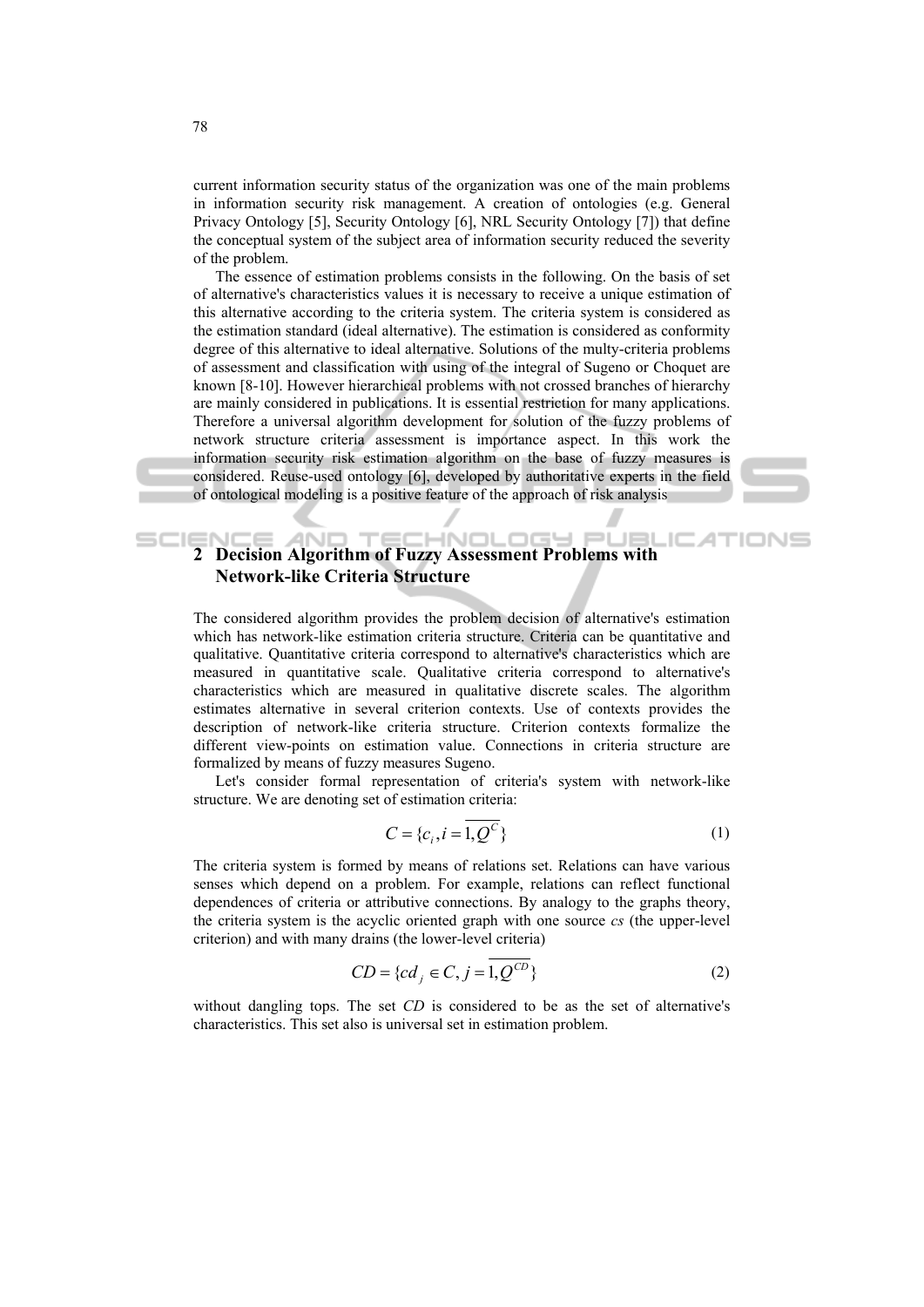current information security status of the organization was one of the main problems in information security risk management. A creation of ontologies (e.g. General Privacy Ontology [5], Security Ontology [6], NRL Security Ontology [7]) that define the conceptual system of the subject area of information security reduced the severity of the problem.

The essence of estimation problems consists in the following. On the basis of set of alternative's characteristics values it is necessary to receive a unique estimation of this alternative according to the criteria system. The criteria system is considered as the estimation standard (ideal alternative). The estimation is considered as conformity degree of this alternative to ideal alternative. Solutions of the multy-criteria problems of assessment and classification with using of the integral of Sugeno or Choquet are known [8-10]. However hierarchical problems with not crossed branches of hierarchy are mainly considered in publications. It is essential restriction for many applications. Therefore a universal algorithm development for solution of the fuzzy problems of network structure criteria assessment is importance aspect. In this work the information security risk estimation algorithm on the base of fuzzy measures is considered. Reuse-used ontology [6], developed by authoritative experts in the field of ontological modeling is a positive feature of the approach of risk analysis

## 2 Decision Algorithm of Fuzzy Assessment Problems with Network-like Criteria Structure

The considered algorithm provides the problem decision of alternative's estimation which has network-like estimation criteria structure. Criteria can be quantitative and qualitative. Quantitative criteria correspond to alternative's characteristics which are measured in quantitative scale. Qualitative criteria correspond to alternative's characteristics which are measured in qualitative discrete scales. The algorithm estimates alternative in several criterion contexts. Use of contexts provides the description of network-like criteria structure. Criterion contexts formalize the different view-points on estimation value. Connections in criteria structure are formalized by means of fuzzy measures Sugeno.

Let's consider formal representation of criteria's system with network-like structure. We are denoting set of estimation criteria:

$$C = \{c_i, i = \overline{1, Q^C}\} \tag{1}$$

The criteria system is formed by means of relations set. Relations can have various senses which depend on a problem. For example, relations can reflect functional dependences of criteria or attributive connections. By analogy to the graphs theory, the criteria system is the acyclic oriented graph with one source *cs* (the upper-level criterion) and with many drains (the lower-level criteria)

$$CD = \{cd_j \in C, j = \overline{1, Q^{CD}}\} \tag{2}$$

without dangling tops. The set *CD* is considered to be as the set of alternative's characteristics. This set also is universal set in estimation problem.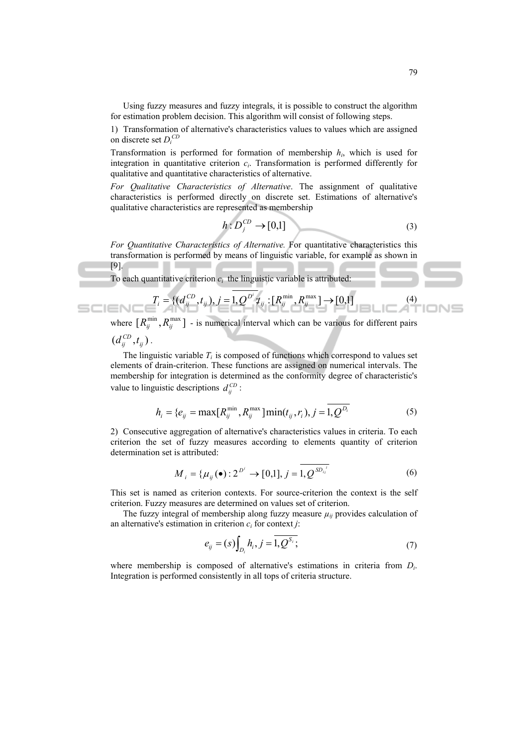Using fuzzy measures and fuzzy integrals, it is possible to construct the algorithm for estimation problem decision. This algorithm will consist of following steps.

1) Transformation of alternative's characteristics values to values which are assigned on discrete set $D_i^{CD}$

Transformation is performed for formation of membership $h_i$, which is used for integration in quantitative criterion $c_i$. Transformation is performed differently for qualitative and quantitative characteristics of alternative.

*For Qualitative Characteristics of Alternative*. The assignment of qualitative characteristics is performed directly on discrete set. Estimations of alternative's qualitative characteristics are represented as membership

$$h : D_j^{CD} \to [0,1] \tag{3}$$

*For Quantitative Characteristics of Alternative.* For quantitative characteristics this transformation is performed by means of linguistic variable, for example as shown in [9].

To each quantitative criterion $c_i$ the linguistic variable is attributed:

$$T_i = \{(d_{ij}^{CD}, t_{ij}), j = \overline{1, Q^{D^i}}\}, t_{ij} : [R_{ij}^{\min}, R_{ij}^{\max}] \to [0,1] \tag{4}$$

where $[R_{ij}^{\min}, R_{ij}^{\max}]$ - is numerical interval which can be various for different pairs $(d_{ij}^{CD}, t_{ij})$.

The linguistic variable $T_i$ is composed of functions which correspond to values set elements of drain-criterion. These functions are assigned on numerical intervals. The membership for integration is determined as the conformity degree of characteristic's value to linguistic descriptions $d_{ij}^{CD}$:

$$h_i = \{e_{ij} = \max[R_{ij}^{\min}, R_{ij}^{\max}] \min(t_{ij}, r_i), j = \overline{1, Q^{D_i}} \tag{5}$$

2) Consecutive aggregation of alternative's characteristics values in criteria. To each criterion the set of fuzzy measures according to elements quantity of criterion determination set is attributed:

$$M_i = \{\mu_{ij}(\bullet) : 2^{D^i} \to [0,1], j = \overline{1, Q^{SD_{i_i}}} \tag{6}$$

This set is named as criterion contexts. For source-criterion the context is the self criterion. Fuzzy measures are determined on values set of criterion.

The fuzzy integral of membership along fuzzy measure $\mu_{ij}$ provides calculation of an alternative's estimation in criterion $c_i$ for context $j$:

$$e_{ij} = (s)\int_{D_i} h_i, j = \overline{1, Q^{S_i}}; \tag{7}$$

where membership is composed of alternative's estimations in criteria from $D_i$. Integration is performed consistently in all tops of criteria structure.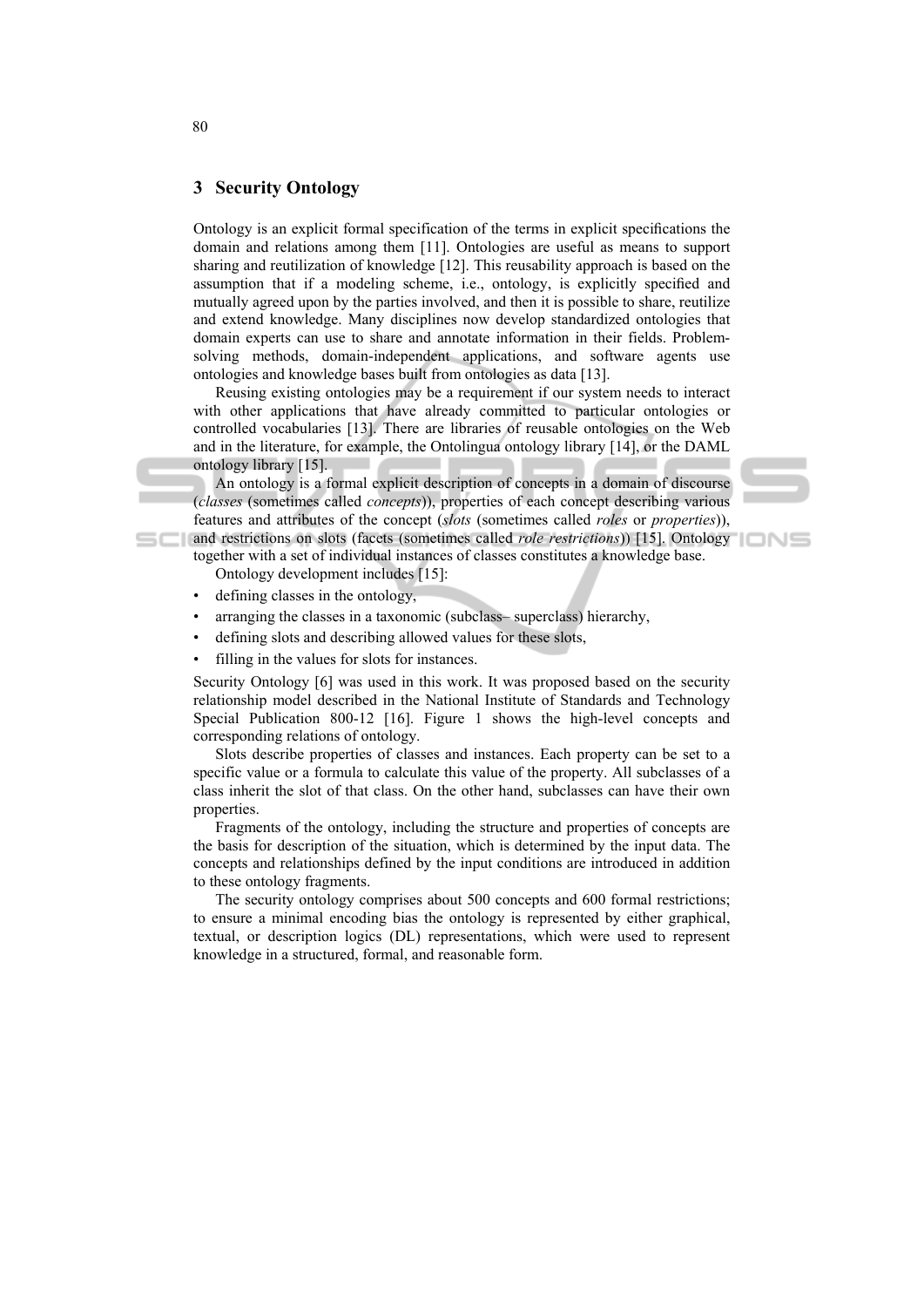## 3 Security Ontology

Ontology is an explicit formal specification of the terms in explicit specifications the domain and relations among them [11]. Ontologies are useful as means to support sharing and reutilization of knowledge [12]. This reusability approach is based on the assumption that if a modeling scheme, i.e., ontology, is explicitly specified and mutually agreed upon by the parties involved, and then it is possible to share, reutilize and extend knowledge. Many disciplines now develop standardized ontologies that domain experts can use to share and annotate information in their fields. Problem-solving methods, domain-independent applications, and software agents use ontologies and knowledge bases built from ontologies as data [13].

Reusing existing ontologies may be a requirement if our system needs to interact with other applications that have already committed to particular ontologies or controlled vocabularies [13]. There are libraries of reusable ontologies on the Web and in the literature, for example, the Ontolingua ontology library [14], or the DAML ontology library [15].

An ontology is a formal explicit description of concepts in a domain of discourse (*classes* (sometimes called *concepts*)), properties of each concept describing various features and attributes of the concept (*slots* (sometimes called *roles* or *properties*)), and restrictions on slots (facets (sometimes called *role restrictions*)) [15]. Ontology together with a set of individual instances of classes constitutes a knowledge base.

Ontology development includes [15]:

- defining classes in the ontology,
- arranging the classes in a taxonomic (subclass– superclass) hierarchy,
- defining slots and describing allowed values for these slots,
- filling in the values for slots for instances.

Security Ontology [6] was used in this work. It was proposed based on the security relationship model described in the National Institute of Standards and Technology Special Publication 800-12 [16]. Figure 1 shows the high-level concepts and corresponding relations of ontology.

Slots describe properties of classes and instances. Each property can be set to a specific value or a formula to calculate this value of the property. All subclasses of a class inherit the slot of that class. On the other hand, subclasses can have their own properties.

Fragments of the ontology, including the structure and properties of concepts are the basis for description of the situation, which is determined by the input data. The concepts and relationships defined by the input conditions are introduced in addition to these ontology fragments.

The security ontology comprises about 500 concepts and 600 formal restrictions; to ensure a minimal encoding bias the ontology is represented by either graphical, textual, or description logics (DL) representations, which were used to represent knowledge in a structured, formal, and reasonable form.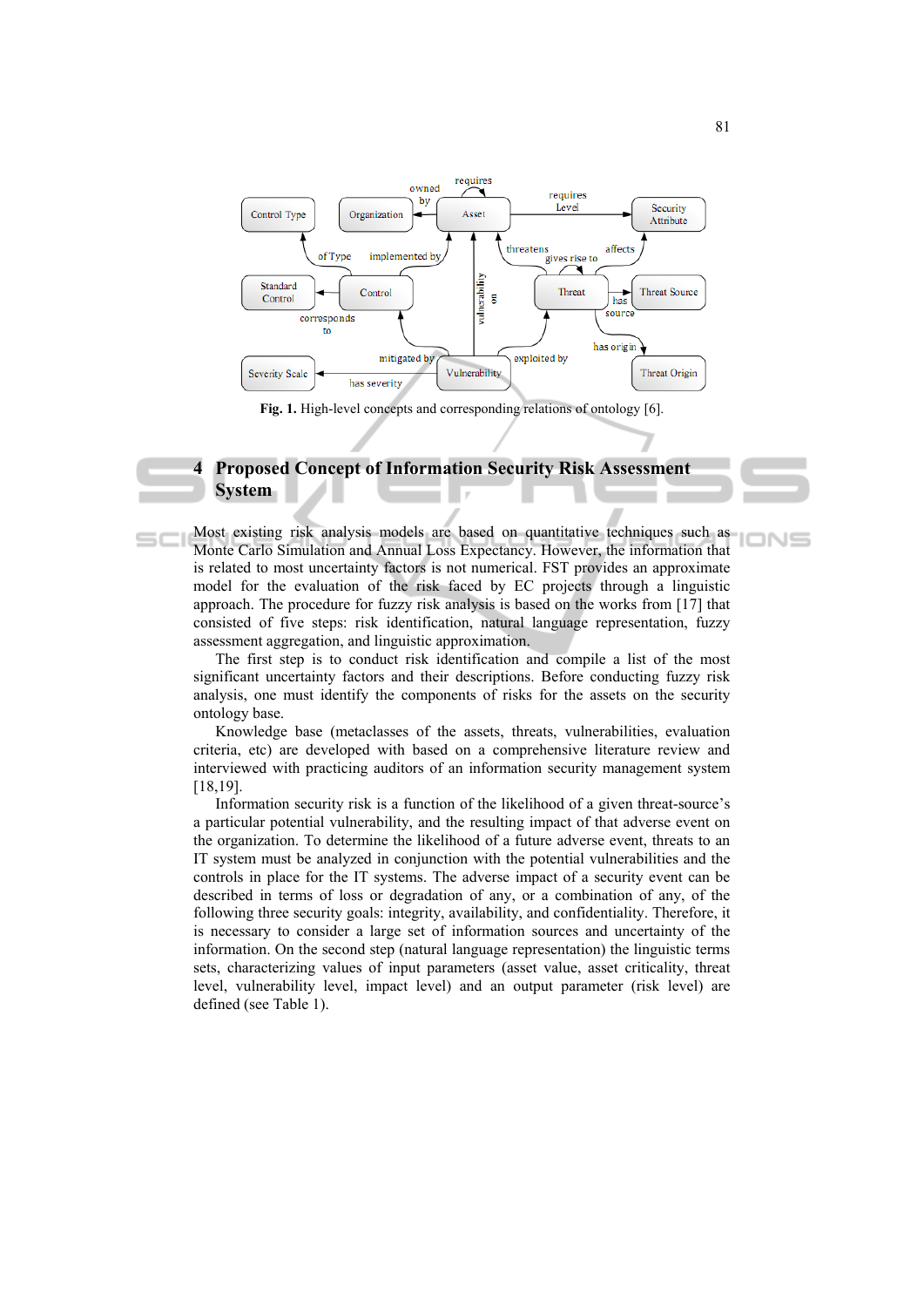Fig. 1. High-level concepts and corresponding relations of ontology [6].

## 4 Proposed Concept of Information Security Risk Assessment System

Most existing risk analysis models are based on quantitative techniques such as Monte Carlo Simulation and Annual Loss Expectancy. However, the information that is related to most uncertainty factors is not numerical. FST provides an approximate model for the evaluation of the risk faced by EC projects through a linguistic approach. The procedure for fuzzy risk analysis is based on the works from [17] that consisted of five steps: risk identification, natural language representation, fuzzy assessment aggregation, and linguistic approximation.

The first step is to conduct risk identification and compile a list of the most significant uncertainty factors and their descriptions. Before conducting fuzzy risk analysis, one must identify the components of risks for the assets on the security ontology base.

Knowledge base (metaclasses of the assets, threats, vulnerabilities, evaluation criteria, etc) are developed with based on a comprehensive literature review and interviewed with practicing auditors of an information security management system [18,19].

Information security risk is a function of the likelihood of a given threat-source's a particular potential vulnerability, and the resulting impact of that adverse event on the organization. To determine the likelihood of a future adverse event, threats to an IT system must be analyzed in conjunction with the potential vulnerabilities and the controls in place for the IT systems. The adverse impact of a security event can be described in terms of loss or degradation of any, or a combination of any, of the following three security goals: integrity, availability, and confidentiality. Therefore, it is necessary to consider a large set of information sources and uncertainty of the information. On the second step (natural language representation) the linguistic terms sets, characterizing values of input parameters (asset value, asset criticality, threat level, vulnerability level, impact level) and an output parameter (risk level) are defined (see Table 1).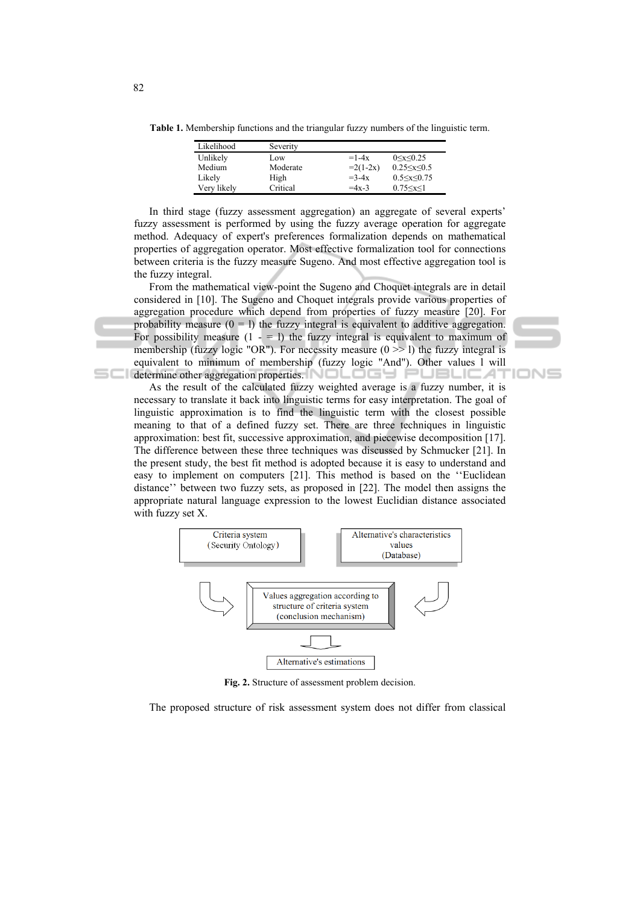**Table 1.** Membership functions and the triangular fuzzy numbers of the linguistic term.

| Likelihood | Severity | | |
|---|---|---|---|
| Unlikely | Low | =1-4x | $0\leq x\leq 0.25$ |
| Medium | Moderate | =2(1-2x) | $0.25\leq x\leq 0.5$ |
| Likely | High | =3-4x | $0.5\leq x\leq 0.75$ |
| Very likely | Critical | =4x-3 | $0.75\leq x\leq 1$ |

In third stage (fuzzy assessment aggregation) an aggregate of several experts' fuzzy assessment is performed by using the fuzzy average operation for aggregate method. Adequacy of expert's preferences formalization depends on mathematical properties of aggregation operator. Most effective formalization tool for connections between criteria is the fuzzy measure Sugeno. And most effective aggregation tool is the fuzzy integral.

From the mathematical view-point the Sugeno and Choquet integrals are in detail considered in [10]. The Sugeno and Choquet integrals provide various properties of aggregation procedure which depend from properties of fuzzy measure [20]. For probability measure (0 = l) the fuzzy integral is equivalent to additive aggregation. For possibility measure (1 - = l) the fuzzy integral is equivalent to maximum of membership (fuzzy logic "OR"). For necessity measure (0 >> l) the fuzzy integral is equivalent to minimum of membership (fuzzy logic "And"). Other values l will determine other aggregation properties.

As the result of the calculated fuzzy weighted average is a fuzzy number, it is necessary to translate it back into linguistic terms for easy interpretation. The goal of linguistic approximation is to find the linguistic term with the closest possible meaning to that of a defined fuzzy set. There are three techniques in linguistic approximation: best fit, successive approximation, and piecewise decomposition [17]. The difference between these three techniques was discussed by Schmucker [21]. In the present study, the best fit method is adopted because it is easy to understand and easy to implement on computers [21]. This method is based on the ''Euclidean distance'' between two fuzzy sets, as proposed in [22]. The model then assigns the appropriate natural language expression to the lowest Euclidean distance associated with fuzzy set X.

Criteria system (Security Ontology)

Alternative's characteristics values (Database)

Values aggregation according to structure of criteria system (conclusion mechanism)

Alternative's estimations

**Fig. 2.** Structure of assessment problem decision.

The proposed structure of risk assessment system does not differ from classical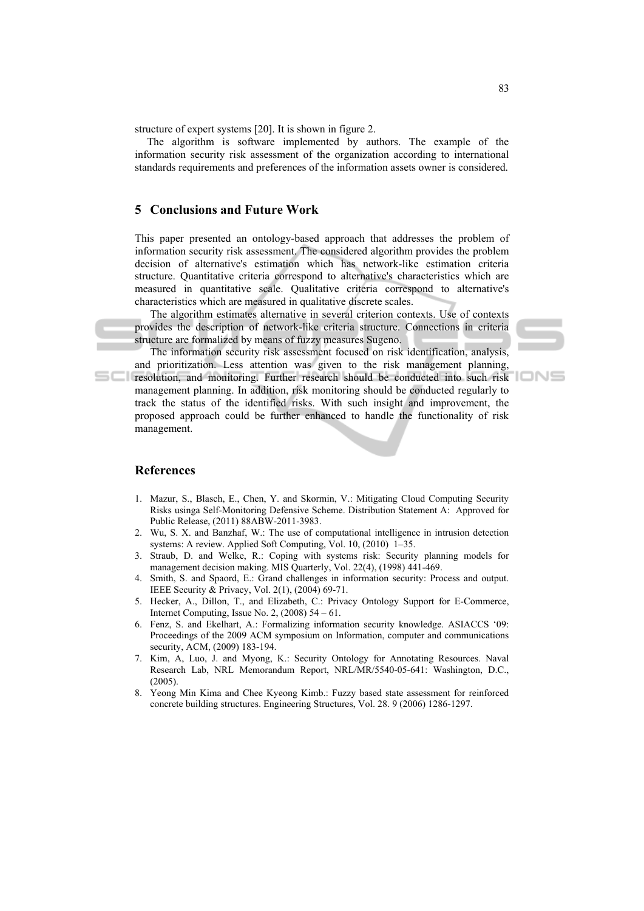structure of expert systems [20]. It is shown in figure 2.

The algorithm is software implemented by authors. The example of the information security risk assessment of the organization according to international standards requirements and preferences of the information assets owner is considered.

## 5 Conclusions and Future Work

This paper presented an ontology-based approach that addresses the problem of information security risk assessment. The considered algorithm provides the problem decision of alternative's estimation which has network-like estimation criteria structure. Quantitative criteria correspond to alternative's characteristics which are measured in quantitative scale. Qualitative criteria correspond to alternative's characteristics which are measured in qualitative discrete scales.

The algorithm estimates alternative in several criterion contexts. Use of contexts provides the description of network-like criteria structure. Connections in criteria structure are formalized by means of fuzzy measures Sugeno.

The information security risk assessment focused on risk identification, analysis, and prioritization. Less attention was given to the risk management planning, resolution, and monitoring. Further research should be conducted into such risk management planning. In addition, risk monitoring should be conducted regularly to track the status of the identified risks. With such insight and improvement, the proposed approach could be further enhanced to handle the functionality of risk management.

## References

1. Mazur, S., Blasch, E., Chen, Y. and Skormin, V.: Mitigating Cloud Computing Security Risks usinga Self-Monitoring Defensive Scheme. Distribution Statement A: Approved for Public Release, (2011) 88ABW-2011-3983.
2. Wu, S. X. and Banzhaf, W.: The use of computational intelligence in intrusion detection systems: A review. Applied Soft Computing, Vol. 10, (2010) 1–35.
3. Straub, D. and Welke, R.: Coping with systems risk: Security planning models for management decision making. MIS Quarterly, Vol. 22(4), (1998) 441-469.
4. Smith, S. and Spaord, E.: Grand challenges in information security: Process and output. IEEE Security & Privacy, Vol. 2(1), (2004) 69-71.
5. Hecker, A., Dillon, T., and Elizabeth, C.: Privacy Ontology Support for E-Commerce, Internet Computing, Issue No. 2, (2008) 54 – 61.
6. Fenz, S. and Ekelhart, A.: Formalizing information security knowledge. ASIACCS '09: Proceedings of the 2009 ACM symposium on Information, computer and communications security, ACM, (2009) 183-194.
7. Kim, A, Luo, J. and Myong, K.: Security Ontology for Annotating Resources. Naval Research Lab, NRL Memorandum Report, NRL/MR/5540-05-641: Washington, D.C., (2005).
8. Yeong Min Kima and Chee Kyeong Kimb.: Fuzzy based state assessment for reinforced concrete building structures. Engineering Structures, Vol. 28. 9 (2006) 1286-1297.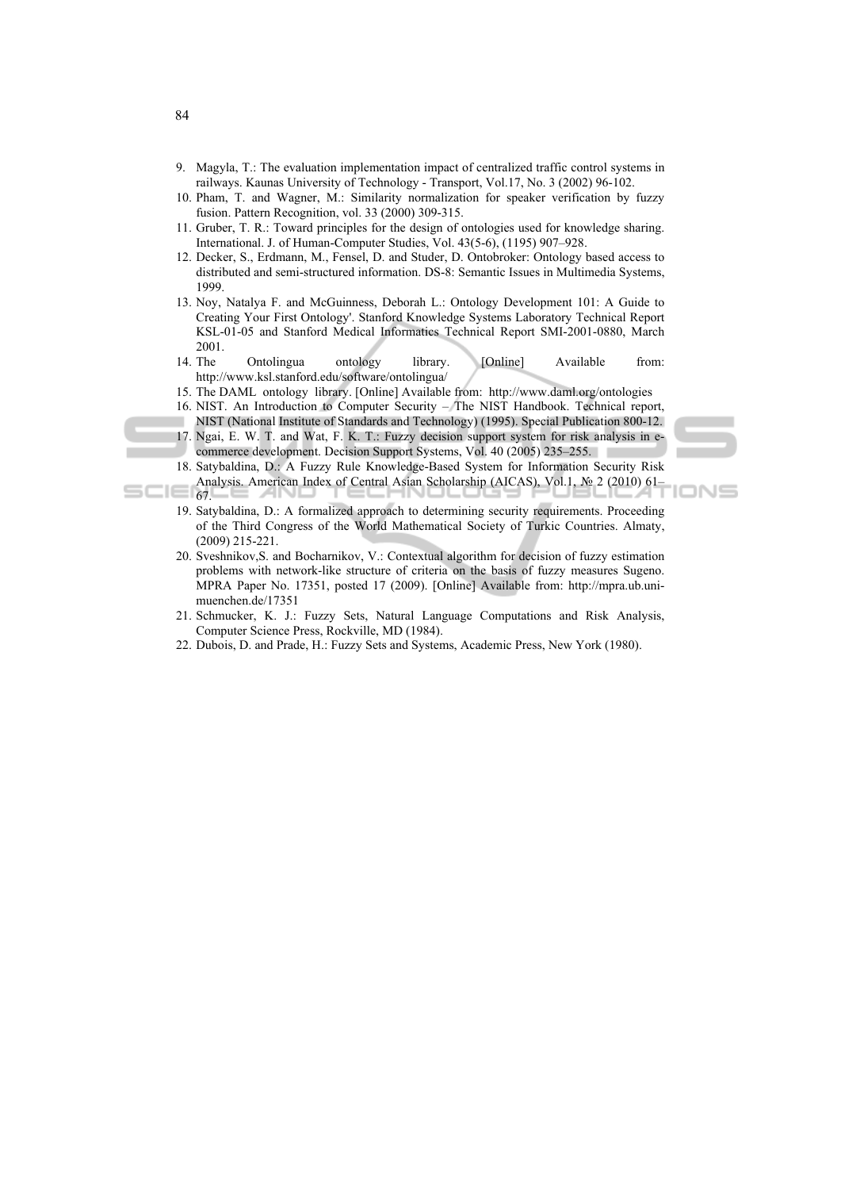9. Magyla, T.: The evaluation implementation impact of centralized traffic control systems in railways. Kaunas University of Technology - Transport, Vol.17, No. 3 (2002) 96-102.
10. Pham, T. and Wagner, M.: Similarity normalization for speaker verification by fuzzy fusion. Pattern Recognition, vol. 33 (2000) 309-315.
11. Gruber, T. R.: Toward principles for the design of ontologies used for knowledge sharing. International. J. of Human-Computer Studies, Vol. 43(5-6), (1195) 907–928.
12. Decker, S., Erdmann, M., Fensel, D. and Studer, D. Ontobroker: Ontology based access to distributed and semi-structured information. DS-8: Semantic Issues in Multimedia Systems, 1999.
13. Noy, Natalya F. and McGuinness, Deborah L.: Ontology Development 101: A Guide to Creating Your First Ontology'. Stanford Knowledge Systems Laboratory Technical Report KSL-01-05 and Stanford Medical Informatics Technical Report SMI-2001-0880, March 2001.
14. The Ontolingua ontology library. [Online] Available from: http://www.ksl.stanford.edu/software/ontolingua/
15. The DAML ontology library. [Online] Available from: http://www.daml.org/ontologies
16. NIST. An Introduction to Computer Security – The NIST Handbook. Technical report, NIST (National Institute of Standards and Technology) (1995). Special Publication 800-12.
17. Ngai, E. W. T. and Wat, F. K. T.: Fuzzy decision support system for risk analysis in e-commerce development. Decision Support Systems, Vol. 40 (2005) 235–255.
18. Satybaldina, D.: A Fuzzy Rule Knowledge-Based System for Information Security Risk Analysis. American Index of Central Asian Scholarship (AICAS), Vol.1, № 2 (2010) 61–67.
19. Satybaldina, D.: A formalized approach to determining security requirements. Proceeding of the Third Congress of the World Mathematical Society of Turkic Countries. Almaty, (2009) 215-221.
20. Sveshnikov,S. and Bocharnikov, V.: Contextual algorithm for decision of fuzzy estimation problems with network-like structure of criteria on the basis of fuzzy measures Sugeno. MPRA Paper No. 17351, posted 17 (2009). [Online] Available from: http://mpra.ub.uni-muenchen.de/17351
21. Schmucker, K. J.: Fuzzy Sets, Natural Language Computations and Risk Analysis, Computer Science Press, Rockville, MD (1984).
22. Dubois, D. and Prade, H.: Fuzzy Sets and Systems, Academic Press, New York (1980).